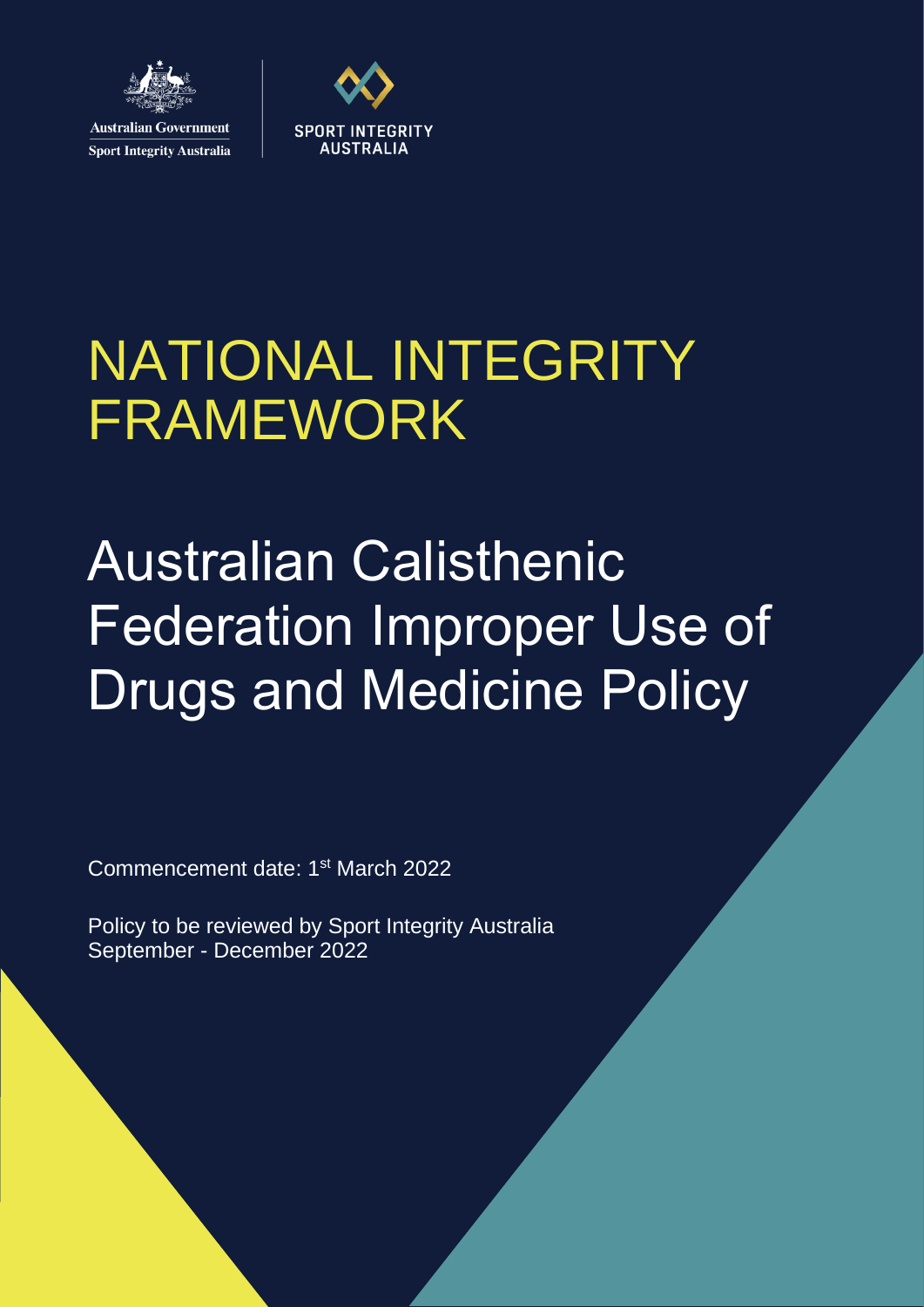Australian Government

Sport Integrity Australia

SPORT INTEGRITY AUSTRALIA

# NATIONAL INTEGRITY FRAMEWORK

# Australian Calisthenic Federation Improper Use of Drugs and Medicine Policy

Commencement date: 1st March 2022

Policy to be reviewed by Sport Integrity Australia September - December 2022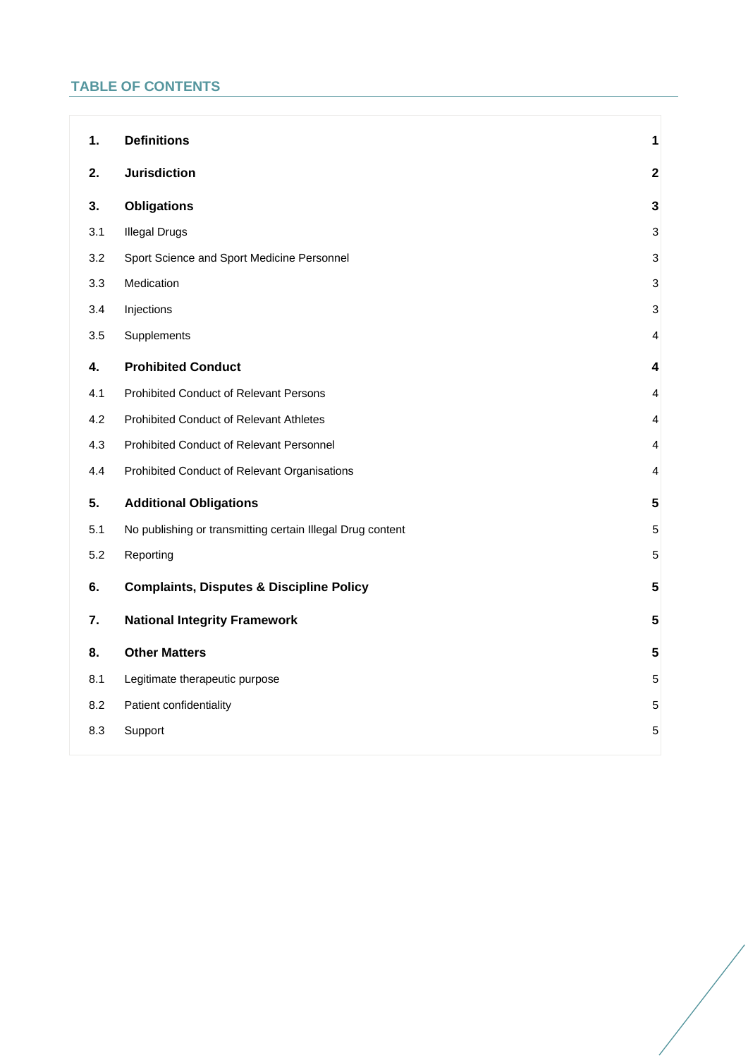## TABLE OF CONTENTS

| | | |
|---|---|---|
| **1.** | **Definitions** | **1** |
| **2.** | **Jurisdiction** | **2** |
| **3.** | **Obligations** | **3** |
| 3.1 | Illegal Drugs | 3 |
| 3.2 | Sport Science and Sport Medicine Personnel | 3 |
| 3.3 | Medication | 3 |
| 3.4 | Injections | 3 |
| 3.5 | Supplements | 4 |
| **4.** | **Prohibited Conduct** | **4** |
| 4.1 | Prohibited Conduct of Relevant Persons | 4 |
| 4.2 | Prohibited Conduct of Relevant Athletes | 4 |
| 4.3 | Prohibited Conduct of Relevant Personnel | 4 |
| 4.4 | Prohibited Conduct of Relevant Organisations | 4 |
| **5.** | **Additional Obligations** | **5** |
| 5.1 | No publishing or transmitting certain Illegal Drug content | 5 |
| 5.2 | Reporting | 5 |
| **6.** | **Complaints, Disputes & Discipline Policy** | **5** |
| **7.** | **National Integrity Framework** | **5** |
| **8.** | **Other Matters** | **5** |
| 8.1 | Legitimate therapeutic purpose | 5 |
| 8.2 | Patient confidentiality | 5 |
| 8.3 | Support | 5 |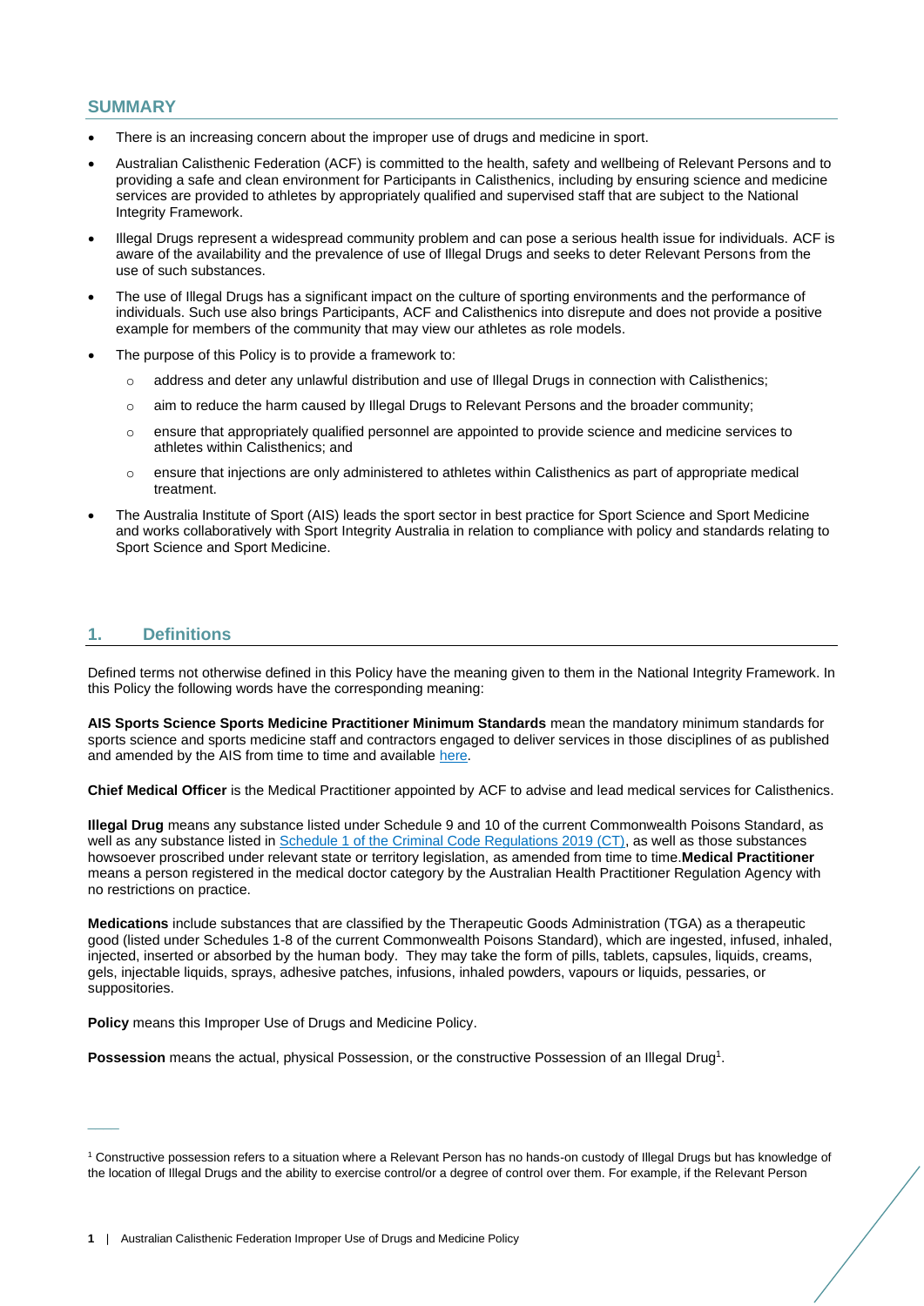## SUMMARY

- There is an increasing concern about the improper use of drugs and medicine in sport.
- Australian Calisthenic Federation (ACF) is committed to the health, safety and wellbeing of Relevant Persons and to providing a safe and clean environment for Participants in Calisthenics, including by ensuring science and medicine services are provided to athletes by appropriately qualified and supervised staff that are subject to the National Integrity Framework.
- Illegal Drugs represent a widespread community problem and can pose a serious health issue for individuals. ACF is aware of the availability and the prevalence of use of Illegal Drugs and seeks to deter Relevant Persons from the use of such substances.
- The use of Illegal Drugs has a significant impact on the culture of sporting environments and the performance of individuals. Such use also brings Participants, ACF and Calisthenics into disrepute and does not provide a positive example for members of the community that may view our athletes as role models.
- The purpose of this Policy is to provide a framework to:
  - address and deter any unlawful distribution and use of Illegal Drugs in connection with Calisthenics;
  - aim to reduce the harm caused by Illegal Drugs to Relevant Persons and the broader community;
  - ensure that appropriately qualified personnel are appointed to provide science and medicine services to athletes within Calisthenics; and
  - ensure that injections are only administered to athletes within Calisthenics as part of appropriate medical treatment.
- The Australia Institute of Sport (AIS) leads the sport sector in best practice for Sport Science and Sport Medicine and works collaboratively with Sport Integrity Australia in relation to compliance with policy and standards relating to Sport Science and Sport Medicine.

## 1. Definitions

Defined terms not otherwise defined in this Policy have the meaning given to them in the National Integrity Framework. In this Policy the following words have the corresponding meaning:

**AIS Sports Science Sports Medicine Practitioner Minimum Standards** mean the mandatory minimum standards for sports science and sports medicine staff and contractors engaged to deliver services in those disciplines of as published and amended by the AIS from time to time and available here.

**Chief Medical Officer** is the Medical Practitioner appointed by ACF to advise and lead medical services for Calisthenics.

**Illegal Drug** means any substance listed under Schedule 9 and 10 of the current Commonwealth Poisons Standard, as well as any substance listed in Schedule 1 of the Criminal Code Regulations 2019 (CT), as well as those substances howsoever proscribed under relevant state or territory legislation, as amended from time to time.**Medical Practitioner** means a person registered in the medical doctor category by the Australian Health Practitioner Regulation Agency with no restrictions on practice.

**Medications** include substances that are classified by the Therapeutic Goods Administration (TGA) as a therapeutic good (listed under Schedules 1-8 of the current Commonwealth Poisons Standard), which are ingested, infused, inhaled, injected, inserted or absorbed by the human body. They may take the form of pills, tablets, capsules, liquids, creams, gels, injectable liquids, sprays, adhesive patches, infusions, inhaled powders, vapours or liquids, pessaries, or suppositories.

**Policy** means this Improper Use of Drugs and Medicine Policy.

**Possession** means the actual, physical Possession, or the constructive Possession of an Illegal Drug[1].

---

[1] Constructive possession refers to a situation where a Relevant Person has no hands-on custody of Illegal Drugs but has knowledge of the location of Illegal Drugs and the ability to exercise control/or a degree of control over them. For example, if the Relevant Person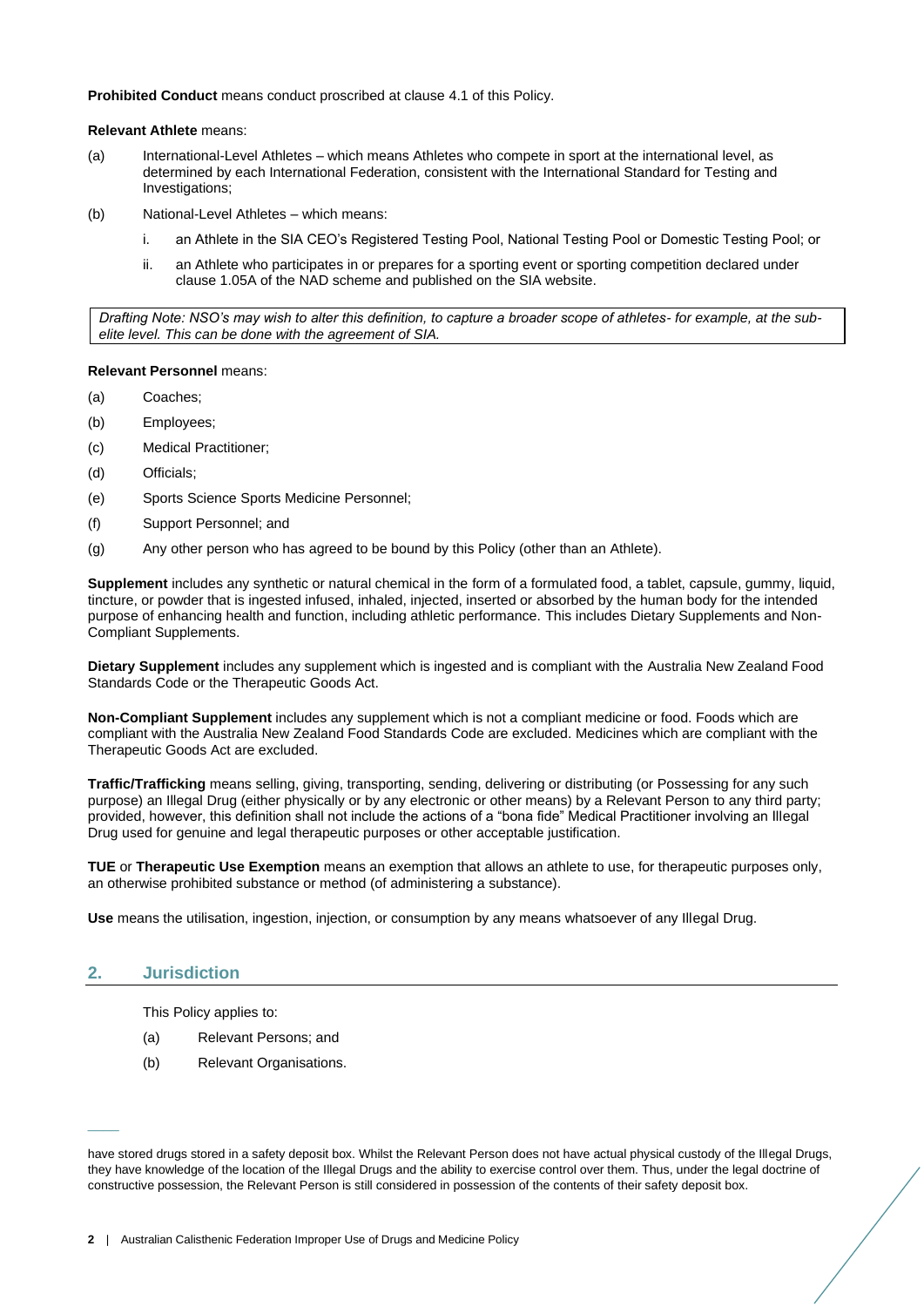**Prohibited Conduct** means conduct proscribed at clause 4.1 of this Policy.

**Relevant Athlete** means:

(a) International-Level Athletes – which means Athletes who compete in sport at the international level, as determined by each International Federation, consistent with the International Standard for Testing and Investigations;

(b) National-Level Athletes – which means:

   i. an Athlete in the SIA CEO's Registered Testing Pool, National Testing Pool or Domestic Testing Pool; or

   ii. an Athlete who participates in or prepares for a sporting event or sporting competition declared under clause 1.05A of the NAD scheme and published on the SIA website.

*Drafting Note: NSO's may wish to alter this definition, to capture a broader scope of athletes- for example, at the sub-elite level. This can be done with the agreement of SIA.*

**Relevant Personnel** means:

(a) Coaches;

(b) Employees;

(c) Medical Practitioner;

(d) Officials;

(e) Sports Science Sports Medicine Personnel;

(f) Support Personnel; and

(g) Any other person who has agreed to be bound by this Policy (other than an Athlete).

**Supplement** includes any synthetic or natural chemical in the form of a formulated food, a tablet, capsule, gummy, liquid, tincture, or powder that is ingested infused, inhaled, injected, inserted or absorbed by the human body for the intended purpose of enhancing health and function, including athletic performance. This includes Dietary Supplements and Non-Compliant Supplements.

**Dietary Supplement** includes any supplement which is ingested and is compliant with the Australia New Zealand Food Standards Code or the Therapeutic Goods Act.

**Non-Compliant Supplement** includes any supplement which is not a compliant medicine or food. Foods which are compliant with the Australia New Zealand Food Standards Code are excluded. Medicines which are compliant with the Therapeutic Goods Act are excluded.

**Traffic/Trafficking** means selling, giving, transporting, sending, delivering or distributing (or Possessing for any such purpose) an Illegal Drug (either physically or by any electronic or other means) by a Relevant Person to any third party; provided, however, this definition shall not include the actions of a "bona fide" Medical Practitioner involving an Illegal Drug used for genuine and legal therapeutic purposes or other acceptable justification.

**TUE** or **Therapeutic Use Exemption** means an exemption that allows an athlete to use, for therapeutic purposes only, an otherwise prohibited substance or method (of administering a substance).

**Use** means the utilisation, ingestion, injection, or consumption by any means whatsoever of any Illegal Drug.

## 2. Jurisdiction

This Policy applies to:

(a) Relevant Persons; and

(b) Relevant Organisations.

---

have stored drugs stored in a safety deposit box. Whilst the Relevant Person does not have actual physical custody of the Illegal Drugs, they have knowledge of the location of the Illegal Drugs and the ability to exercise control over them. Thus, under the legal doctrine of constructive possession, the Relevant Person is still considered in possession of the contents of their safety deposit box.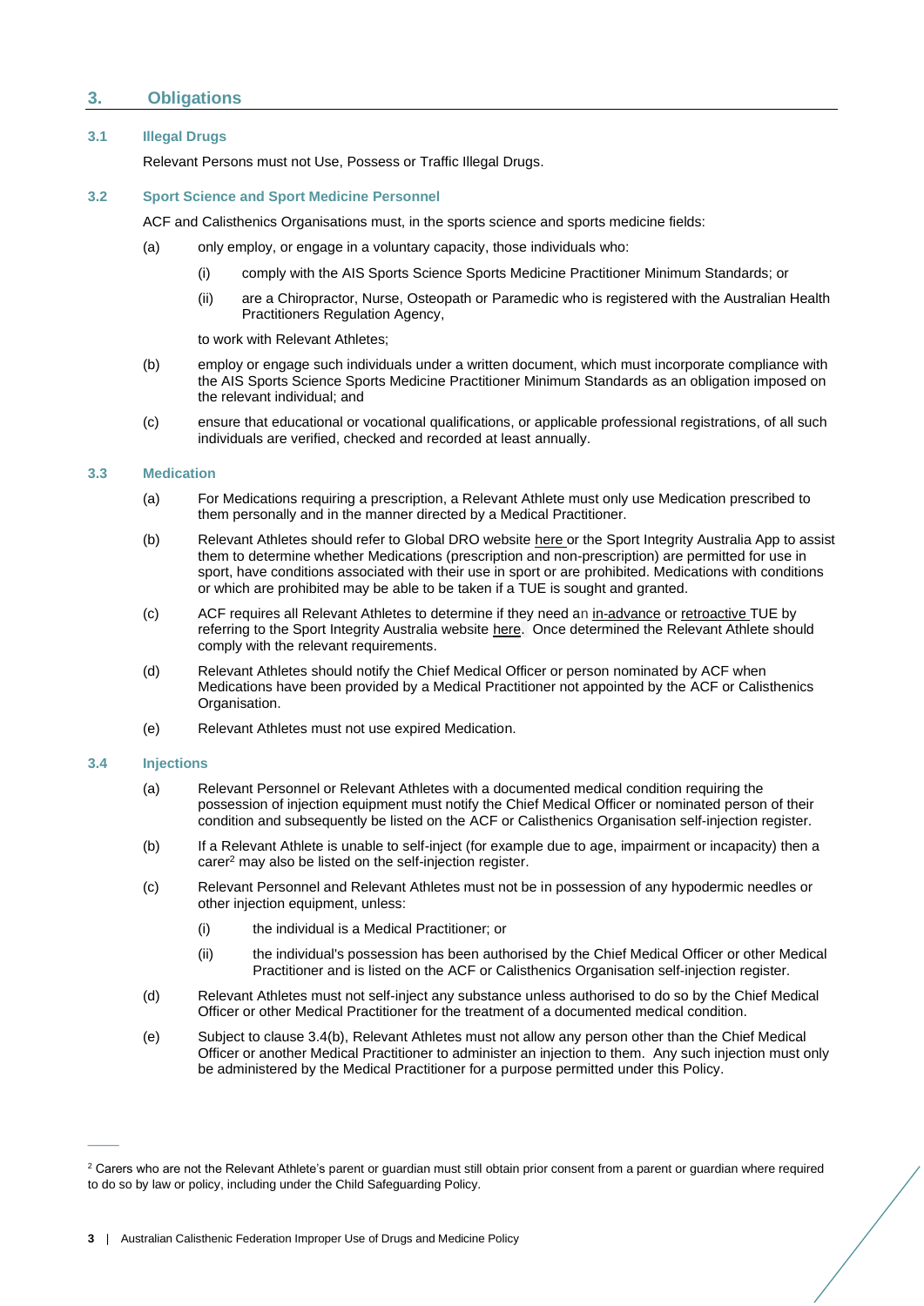## 3. Obligations

### 3.1 Illegal Drugs

Relevant Persons must not Use, Possess or Traffic Illegal Drugs.

### 3.2 Sport Science and Sport Medicine Personnel

ACF and Calisthenics Organisations must, in the sports science and sports medicine fields:

(a) only employ, or engage in a voluntary capacity, those individuals who:

  (i) comply with the AIS Sports Science Sports Medicine Practitioner Minimum Standards; or

  (ii) are a Chiropractor, Nurse, Osteopath or Paramedic who is registered with the Australian Health Practitioners Regulation Agency,

  to work with Relevant Athletes;

(b) employ or engage such individuals under a written document, which must incorporate compliance with the AIS Sports Science Sports Medicine Practitioner Minimum Standards as an obligation imposed on the relevant individual; and

(c) ensure that educational or vocational qualifications, or applicable professional registrations, of all such individuals are verified, checked and recorded at least annually.

### 3.3 Medication

(a) For Medications requiring a prescription, a Relevant Athlete must only use Medication prescribed to them personally and in the manner directed by a Medical Practitioner.

(b) Relevant Athletes should refer to Global DRO website here or the Sport Integrity Australia App to assist them to determine whether Medications (prescription and non-prescription) are permitted for use in sport, have conditions associated with their use in sport or are prohibited. Medications with conditions or which are prohibited may be able to be taken if a TUE is sought and granted.

(c) ACF requires all Relevant Athletes to determine if they need an in-advance or retroactive TUE by referring to the Sport Integrity Australia website here. Once determined the Relevant Athlete should comply with the relevant requirements.

(d) Relevant Athletes should notify the Chief Medical Officer or person nominated by ACF when Medications have been provided by a Medical Practitioner not appointed by the ACF or Calisthenics Organisation.

(e) Relevant Athletes must not use expired Medication.

### 3.4 Injections

(a) Relevant Personnel or Relevant Athletes with a documented medical condition requiring the possession of injection equipment must notify the Chief Medical Officer or nominated person of their condition and subsequently be listed on the ACF or Calisthenics Organisation self-injection register.

(b) If a Relevant Athlete is unable to self-inject (for example due to age, impairment or incapacity) then a carer[2] may also be listed on the self-injection register.

(c) Relevant Personnel and Relevant Athletes must not be in possession of any hypodermic needles or other injection equipment, unless:

  (i) the individual is a Medical Practitioner; or

  (ii) the individual's possession has been authorised by the Chief Medical Officer or other Medical Practitioner and is listed on the ACF or Calisthenics Organisation self-injection register.

(d) Relevant Athletes must not self-inject any substance unless authorised to do so by the Chief Medical Officer or other Medical Practitioner for the treatment of a documented medical condition.

(e) Subject to clause 3.4(b), Relevant Athletes must not allow any person other than the Chief Medical Officer or another Medical Practitioner to administer an injection to them. Any such injection must only be administered by the Medical Practitioner for a purpose permitted under this Policy.

---

[2] Carers who are not the Relevant Athlete's parent or guardian must still obtain prior consent from a parent or guardian where required to do so by law or policy, including under the Child Safeguarding Policy.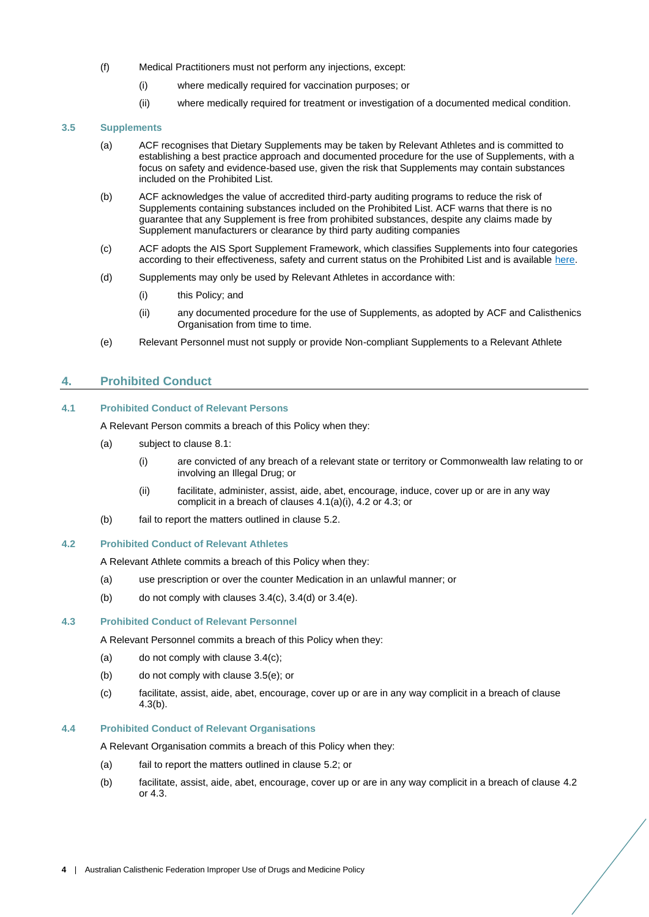(f) Medical Practitioners must not perform any injections, except:

  (i) where medically required for vaccination purposes; or

  (ii) where medically required for treatment or investigation of a documented medical condition.

### 3.5 Supplements

(a) ACF recognises that Dietary Supplements may be taken by Relevant Athletes and is committed to establishing a best practice approach and documented procedure for the use of Supplements, with a focus on safety and evidence-based use, given the risk that Supplements may contain substances included on the Prohibited List.

(b) ACF acknowledges the value of accredited third-party auditing programs to reduce the risk of Supplements containing substances included on the Prohibited List. ACF warns that there is no guarantee that any Supplement is free from prohibited substances, despite any claims made by Supplement manufacturers or clearance by third party auditing companies

(c) ACF adopts the AIS Sport Supplement Framework, which classifies Supplements into four categories according to their effectiveness, safety and current status on the Prohibited List and is available here.

(d) Supplements may only be used by Relevant Athletes in accordance with:

  (i) this Policy; and

  (ii) any documented procedure for the use of Supplements, as adopted by ACF and Calisthenics Organisation from time to time.

(e) Relevant Personnel must not supply or provide Non-compliant Supplements to a Relevant Athlete

## 4. Prohibited Conduct

### 4.1 Prohibited Conduct of Relevant Persons

A Relevant Person commits a breach of this Policy when they:

(a) subject to clause 8.1:

  (i) are convicted of any breach of a relevant state or territory or Commonwealth law relating to or involving an Illegal Drug; or

  (ii) facilitate, administer, assist, aide, abet, encourage, induce, cover up or are in any way complicit in a breach of clauses 4.1(a)(i), 4.2 or 4.3; or

(b) fail to report the matters outlined in clause 5.2.

### 4.2 Prohibited Conduct of Relevant Athletes

A Relevant Athlete commits a breach of this Policy when they:

(a) use prescription or over the counter Medication in an unlawful manner; or

(b) do not comply with clauses 3.4(c), 3.4(d) or 3.4(e).

### 4.3 Prohibited Conduct of Relevant Personnel

A Relevant Personnel commits a breach of this Policy when they:

(a) do not comply with clause 3.4(c);

(b) do not comply with clause 3.5(e); or

(c) facilitate, assist, aide, abet, encourage, cover up or are in any way complicit in a breach of clause 4.3(b).

### 4.4 Prohibited Conduct of Relevant Organisations

A Relevant Organisation commits a breach of this Policy when they:

(a) fail to report the matters outlined in clause 5.2; or

(b) facilitate, assist, aide, abet, encourage, cover up or are in any way complicit in a breach of clause 4.2 or 4.3.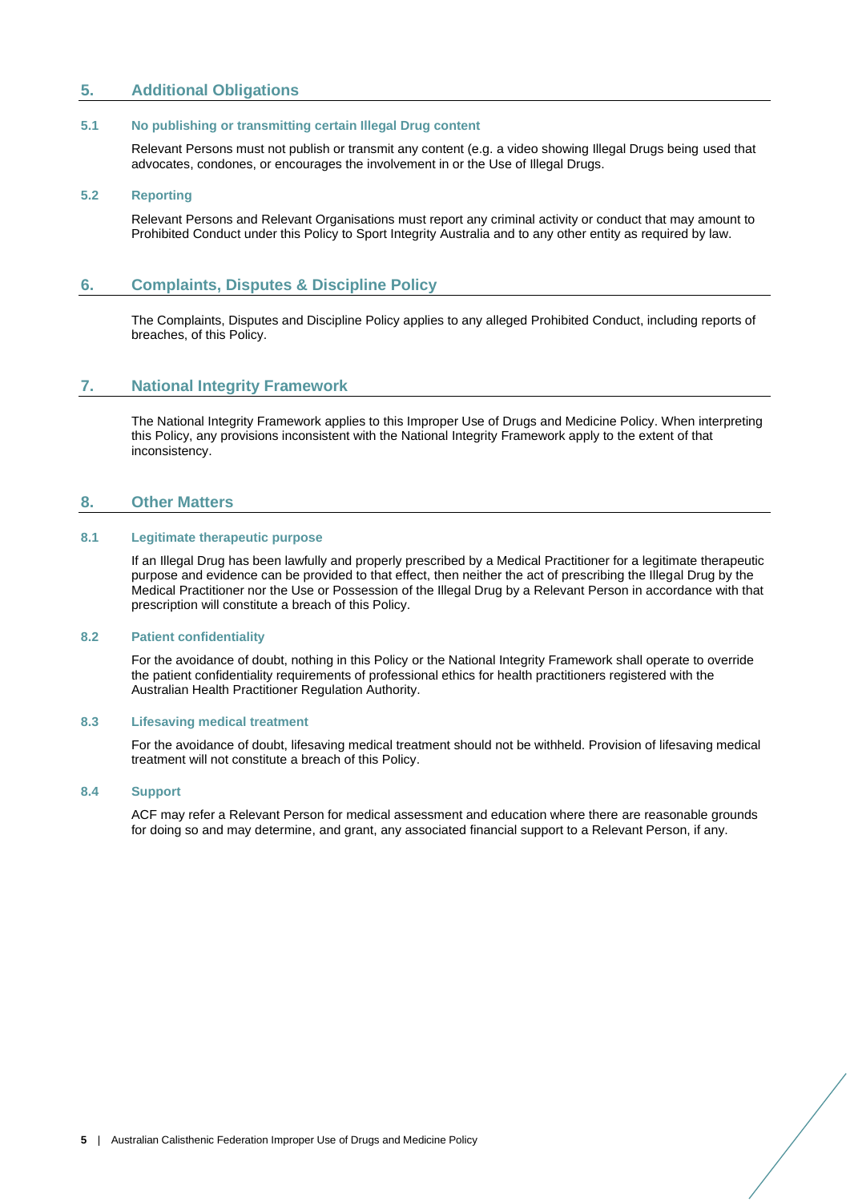## 5. Additional Obligations

### 5.1 No publishing or transmitting certain Illegal Drug content

Relevant Persons must not publish or transmit any content (e.g. a video showing Illegal Drugs being used that advocates, condones, or encourages the involvement in or the Use of Illegal Drugs.

### 5.2 Reporting

Relevant Persons and Relevant Organisations must report any criminal activity or conduct that may amount to Prohibited Conduct under this Policy to Sport Integrity Australia and to any other entity as required by law.

## 6. Complaints, Disputes & Discipline Policy

The Complaints, Disputes and Discipline Policy applies to any alleged Prohibited Conduct, including reports of breaches, of this Policy.

## 7. National Integrity Framework

The National Integrity Framework applies to this Improper Use of Drugs and Medicine Policy. When interpreting this Policy, any provisions inconsistent with the National Integrity Framework apply to the extent of that inconsistency.

## 8. Other Matters

### 8.1 Legitimate therapeutic purpose

If an Illegal Drug has been lawfully and properly prescribed by a Medical Practitioner for a legitimate therapeutic purpose and evidence can be provided to that effect, then neither the act of prescribing the Illegal Drug by the Medical Practitioner nor the Use or Possession of the Illegal Drug by a Relevant Person in accordance with that prescription will constitute a breach of this Policy.

### 8.2 Patient confidentiality

For the avoidance of doubt, nothing in this Policy or the National Integrity Framework shall operate to override the patient confidentiality requirements of professional ethics for health practitioners registered with the Australian Health Practitioner Regulation Authority.

### 8.3 Lifesaving medical treatment

For the avoidance of doubt, lifesaving medical treatment should not be withheld. Provision of lifesaving medical treatment will not constitute a breach of this Policy.

### 8.4 Support

ACF may refer a Relevant Person for medical assessment and education where there are reasonable grounds for doing so and may determine, and grant, any associated financial support to a Relevant Person, if any.